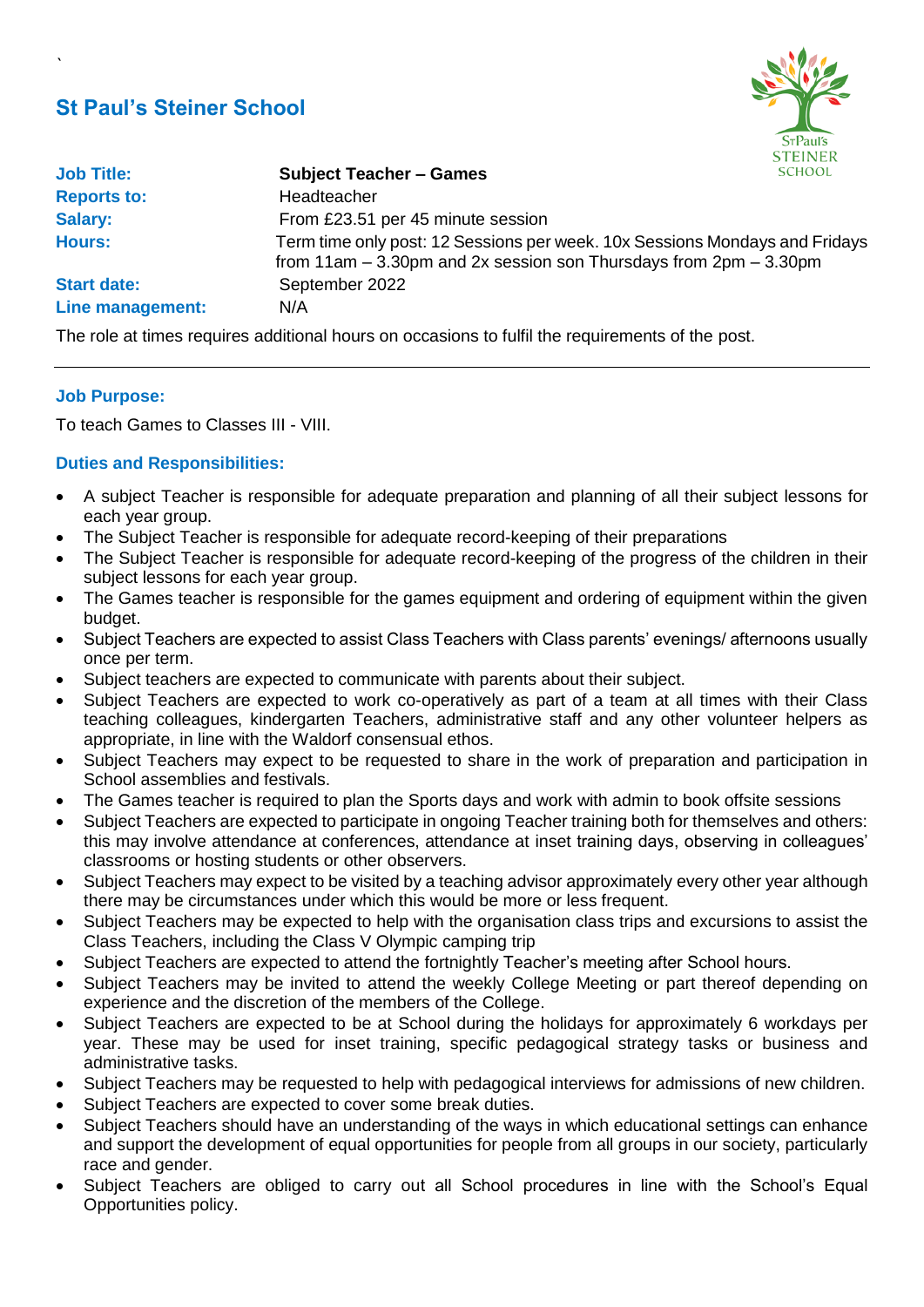`

# St Paul's Steiner School

| | |
|---|---|
| **Job Title:** | **Subject Teacher – Games** |
| **Reports to:** | Headteacher |
| **Salary:** | From £23.51 per 45 minute session |
| **Hours:** | Term time only post: 12 Sessions per week. 10x Sessions Mondays and Fridays from 11am – 3.30pm and 2x session son Thursdays from 2pm – 3.30pm |
| **Start date:** | September 2022 |
| **Line management:** | N/A |

The role at times requires additional hours on occasions to fulfil the requirements of the post.

---

### Job Purpose:

To teach Games to Classes III - VIII.

### Duties and Responsibilities:

- A subject Teacher is responsible for adequate preparation and planning of all their subject lessons for each year group.
- The Subject Teacher is responsible for adequate record-keeping of their preparations
- The Subject Teacher is responsible for adequate record-keeping of the progress of the children in their subject lessons for each year group.
- The Games teacher is responsible for the games equipment and ordering of equipment within the given budget.
- Subject Teachers are expected to assist Class Teachers with Class parents' evenings/ afternoons usually once per term.
- Subject teachers are expected to communicate with parents about their subject.
- Subject Teachers are expected to work co-operatively as part of a team at all times with their Class teaching colleagues, kindergarten Teachers, administrative staff and any other volunteer helpers as appropriate, in line with the Waldorf consensual ethos.
- Subject Teachers may expect to be requested to share in the work of preparation and participation in School assemblies and festivals.
- The Games teacher is required to plan the Sports days and work with admin to book offsite sessions
- Subject Teachers are expected to participate in ongoing Teacher training both for themselves and others: this may involve attendance at conferences, attendance at inset training days, observing in colleagues' classrooms or hosting students or other observers.
- Subject Teachers may expect to be visited by a teaching advisor approximately every other year although there may be circumstances under which this would be more or less frequent.
- Subject Teachers may be expected to help with the organisation class trips and excursions to assist the Class Teachers, including the Class V Olympic camping trip
- Subject Teachers are expected to attend the fortnightly Teacher's meeting after School hours.
- Subject Teachers may be invited to attend the weekly College Meeting or part thereof depending on experience and the discretion of the members of the College.
- Subject Teachers are expected to be at School during the holidays for approximately 6 workdays per year. These may be used for inset training, specific pedagogical strategy tasks or business and administrative tasks.
- Subject Teachers may be requested to help with pedagogical interviews for admissions of new children.
- Subject Teachers are expected to cover some break duties.
- Subject Teachers should have an understanding of the ways in which educational settings can enhance and support the development of equal opportunities for people from all groups in our society, particularly race and gender.
- Subject Teachers are obliged to carry out all School procedures in line with the School's Equal Opportunities policy.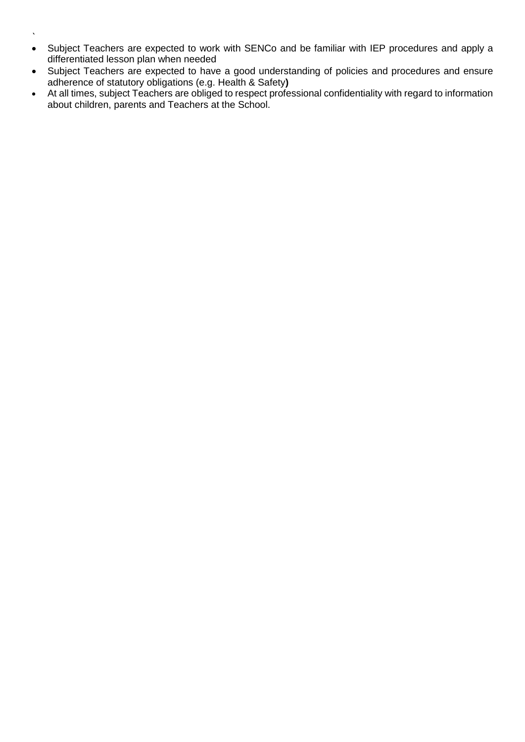`

- Subject Teachers are expected to work with SENCo and be familiar with IEP procedures and apply a differentiated lesson plan when needed
- Subject Teachers are expected to have a good understanding of policies and procedures and ensure adherence of statutory obligations (e.g. Health & Safety**)**
- At all times, subject Teachers are obliged to respect professional confidentiality with regard to information about children, parents and Teachers at the School.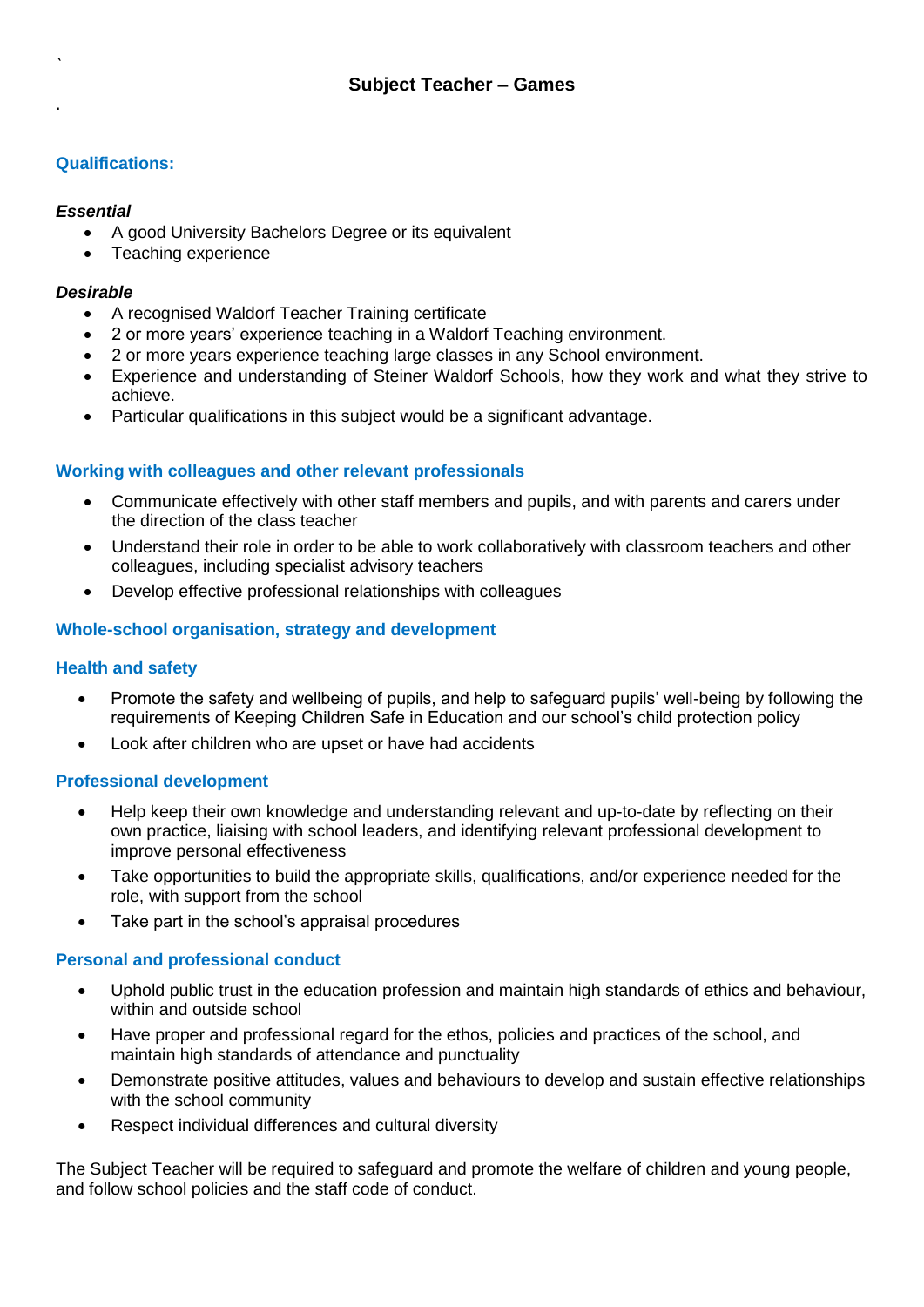# Subject Teacher – Games

## Qualifications:

***Essential***

- A good University Bachelors Degree or its equivalent
- Teaching experience

***Desirable***

- A recognised Waldorf Teacher Training certificate
- 2 or more years' experience teaching in a Waldorf Teaching environment.
- 2 or more years experience teaching large classes in any School environment.
- Experience and understanding of Steiner Waldorf Schools, how they work and what they strive to achieve.
- Particular qualifications in this subject would be a significant advantage.

## Working with colleagues and other relevant professionals

- Communicate effectively with other staff members and pupils, and with parents and carers under the direction of the class teacher
- Understand their role in order to be able to work collaboratively with classroom teachers and other colleagues, including specialist advisory teachers
- Develop effective professional relationships with colleagues

## Whole-school organisation, strategy and development

## Health and safety

- Promote the safety and wellbeing of pupils, and help to safeguard pupils' well-being by following the requirements of Keeping Children Safe in Education and our school's child protection policy
- Look after children who are upset or have had accidents

## Professional development

- Help keep their own knowledge and understanding relevant and up-to-date by reflecting on their own practice, liaising with school leaders, and identifying relevant professional development to improve personal effectiveness
- Take opportunities to build the appropriate skills, qualifications, and/or experience needed for the role, with support from the school
- Take part in the school's appraisal procedures

## Personal and professional conduct

- Uphold public trust in the education profession and maintain high standards of ethics and behaviour, within and outside school
- Have proper and professional regard for the ethos, policies and practices of the school, and maintain high standards of attendance and punctuality
- Demonstrate positive attitudes, values and behaviours to develop and sustain effective relationships with the school community
- Respect individual differences and cultural diversity

The Subject Teacher will be required to safeguard and promote the welfare of children and young people, and follow school policies and the staff code of conduct.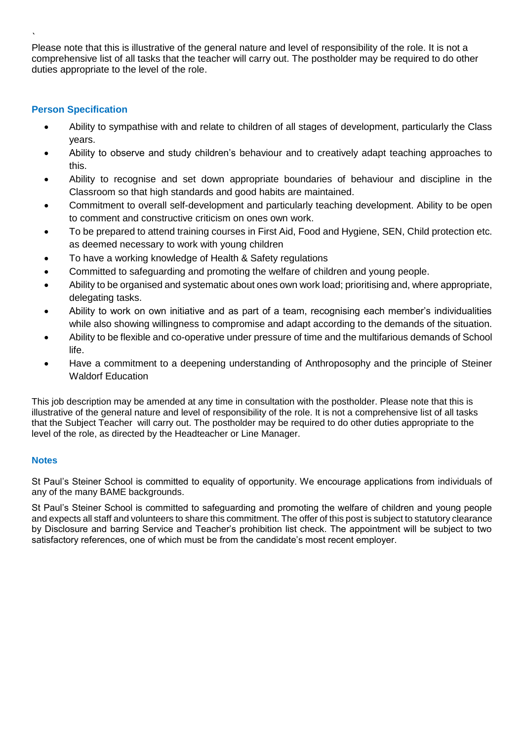`

Please note that this is illustrative of the general nature and level of responsibility of the role. It is not a comprehensive list of all tasks that the teacher will carry out. The postholder may be required to do other duties appropriate to the level of the role.

## Person Specification

- Ability to sympathise with and relate to children of all stages of development, particularly the Class years.
- Ability to observe and study children's behaviour and to creatively adapt teaching approaches to this.
- Ability to recognise and set down appropriate boundaries of behaviour and discipline in the Classroom so that high standards and good habits are maintained.
- Commitment to overall self-development and particularly teaching development. Ability to be open to comment and constructive criticism on ones own work.
- To be prepared to attend training courses in First Aid, Food and Hygiene, SEN, Child protection etc. as deemed necessary to work with young children
- To have a working knowledge of Health & Safety regulations
- Committed to safeguarding and promoting the welfare of children and young people.
- Ability to be organised and systematic about ones own work load; prioritising and, where appropriate, delegating tasks.
- Ability to work on own initiative and as part of a team, recognising each member's individualities while also showing willingness to compromise and adapt according to the demands of the situation.
- Ability to be flexible and co-operative under pressure of time and the multifarious demands of School life.
- Have a commitment to a deepening understanding of Anthroposophy and the principle of Steiner Waldorf Education

This job description may be amended at any time in consultation with the postholder. Please note that this is illustrative of the general nature and level of responsibility of the role. It is not a comprehensive list of all tasks that the Subject Teacher will carry out. The postholder may be required to do other duties appropriate to the level of the role, as directed by the Headteacher or Line Manager.

## Notes

St Paul's Steiner School is committed to equality of opportunity. We encourage applications from individuals of any of the many BAME backgrounds.

St Paul's Steiner School is committed to safeguarding and promoting the welfare of children and young people and expects all staff and volunteers to share this commitment. The offer of this post is subject to statutory clearance by Disclosure and barring Service and Teacher's prohibition list check. The appointment will be subject to two satisfactory references, one of which must be from the candidate's most recent employer.